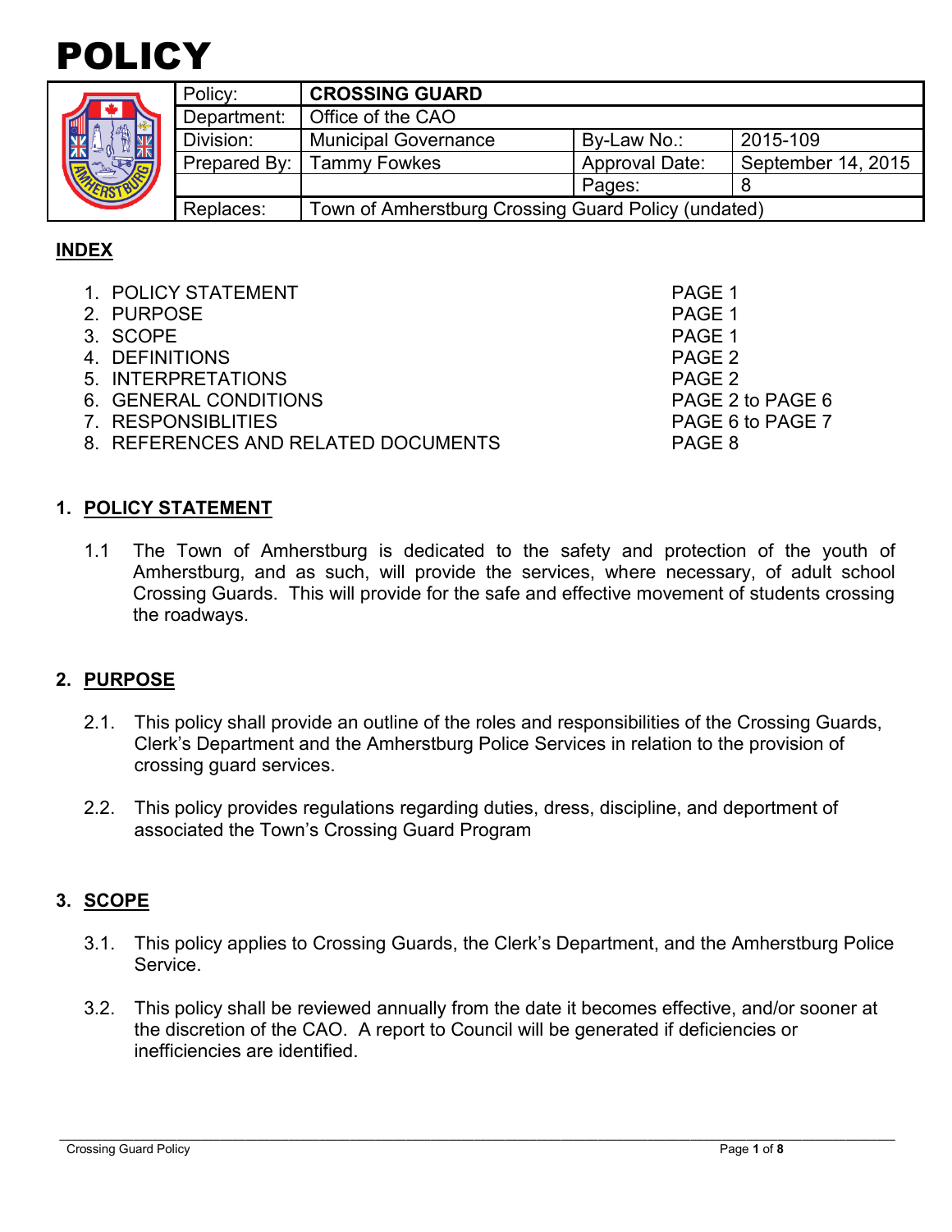# POLICY

| Policy: | **CROSSING GUARD** | | |
|---|---|---|---|
| Department: | Office of the CAO | | |
| Division: | Municipal Governance | By-Law No.: | 2015-109 |
| Prepared By: | Tammy Fowkes | Approval Date: | September 14, 2015 |
| | | Pages: | 8 |
| Replaces: | Town of Amherstburg Crossing Guard Policy (undated) | | |

## INDEX

| | |
|---|---|
| 1. POLICY STATEMENT | PAGE 1 |
| 2. PURPOSE | PAGE 1 |
| 3. SCOPE | PAGE 1 |
| 4. DEFINITIONS | PAGE 2 |
| 5. INTERPRETATIONS | PAGE 2 |
| 6. GENERAL CONDITIONS | PAGE 2 to PAGE 6 |
| 7. RESPONSIBLITIES | PAGE 6 to PAGE 7 |
| 8. REFERENCES AND RELATED DOCUMENTS | PAGE 8 |

## 1. POLICY STATEMENT

1.1 The Town of Amherstburg is dedicated to the safety and protection of the youth of Amherstburg, and as such, will provide the services, where necessary, of adult school Crossing Guards. This will provide for the safe and effective movement of students crossing the roadways.

## 2. PURPOSE

2.1. This policy shall provide an outline of the roles and responsibilities of the Crossing Guards, Clerk's Department and the Amherstburg Police Services in relation to the provision of crossing guard services.

2.2. This policy provides regulations regarding duties, dress, discipline, and deportment of associated the Town's Crossing Guard Program

## 3. SCOPE

3.1. This policy applies to Crossing Guards, the Clerk's Department, and the Amherstburg Police Service.

3.2. This policy shall be reviewed annually from the date it becomes effective, and/or sooner at the discretion of the CAO. A report to Council will be generated if deficiencies or inefficiencies are identified.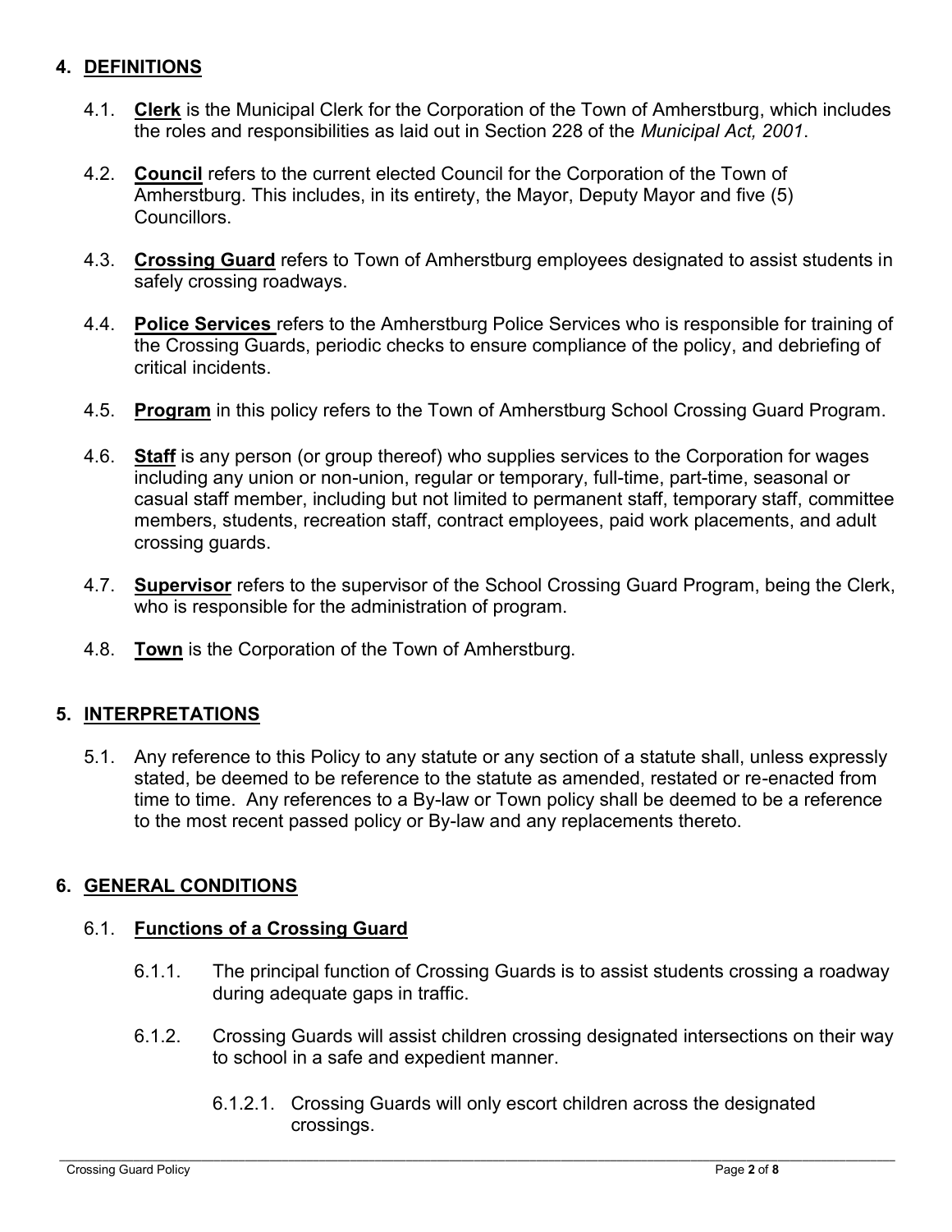## 4. DEFINITIONS

4.1. **Clerk** is the Municipal Clerk for the Corporation of the Town of Amherstburg, which includes the roles and responsibilities as laid out in Section 228 of the *Municipal Act, 2001*.

4.2. **Council** refers to the current elected Council for the Corporation of the Town of Amherstburg. This includes, in its entirety, the Mayor, Deputy Mayor and five (5) Councillors.

4.3. **Crossing Guard** refers to Town of Amherstburg employees designated to assist students in safely crossing roadways.

4.4. **Police Services** refers to the Amherstburg Police Services who is responsible for training of the Crossing Guards, periodic checks to ensure compliance of the policy, and debriefing of critical incidents.

4.5. **Program** in this policy refers to the Town of Amherstburg School Crossing Guard Program.

4.6. **Staff** is any person (or group thereof) who supplies services to the Corporation for wages including any union or non-union, regular or temporary, full-time, part-time, seasonal or casual staff member, including but not limited to permanent staff, temporary staff, committee members, students, recreation staff, contract employees, paid work placements, and adult crossing guards.

4.7. **Supervisor** refers to the supervisor of the School Crossing Guard Program, being the Clerk, who is responsible for the administration of program.

4.8. **Town** is the Corporation of the Town of Amherstburg.

## 5. INTERPRETATIONS

5.1. Any reference to this Policy to any statute or any section of a statute shall, unless expressly stated, be deemed to be reference to the statute as amended, restated or re-enacted from time to time. Any references to a By-law or Town policy shall be deemed to be a reference to the most recent passed policy or By-law and any replacements thereto.

## 6. GENERAL CONDITIONS

### 6.1. Functions of a Crossing Guard

6.1.1. The principal function of Crossing Guards is to assist students crossing a roadway during adequate gaps in traffic.

6.1.2. Crossing Guards will assist children crossing designated intersections on their way to school in a safe and expedient manner.

6.1.2.1. Crossing Guards will only escort children across the designated crossings.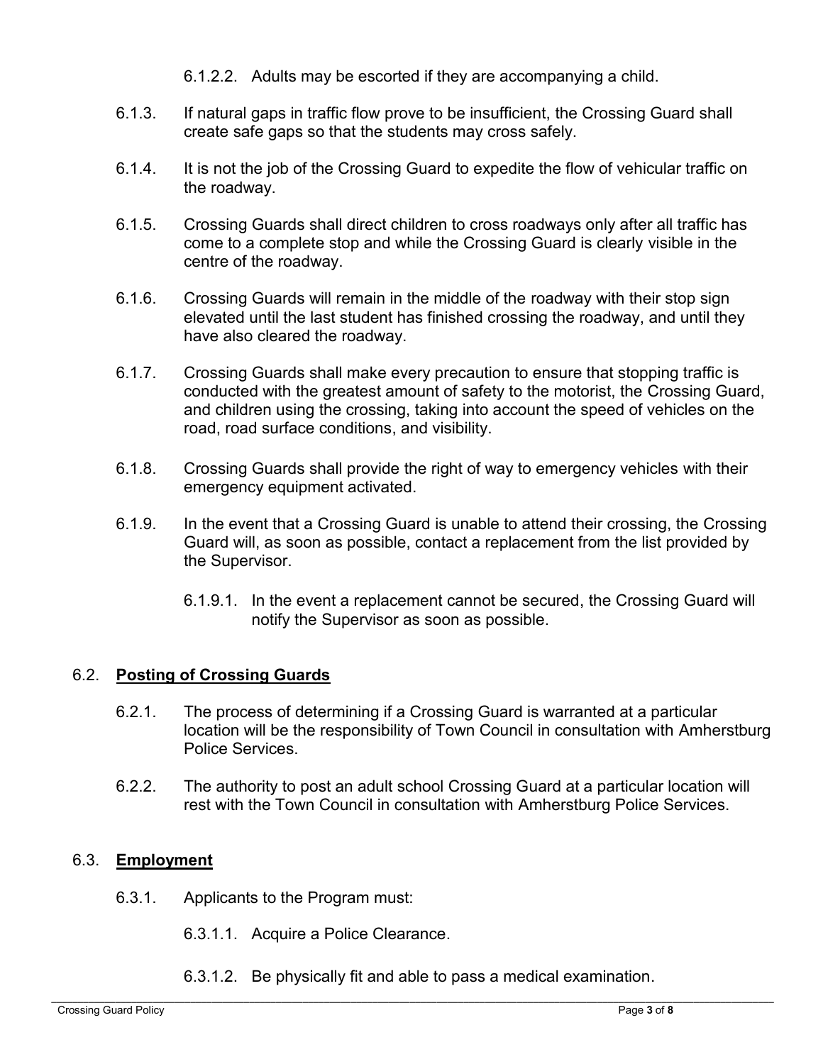6.1.2.2. Adults may be escorted if they are accompanying a child.

6.1.3. If natural gaps in traffic flow prove to be insufficient, the Crossing Guard shall create safe gaps so that the students may cross safely.

6.1.4. It is not the job of the Crossing Guard to expedite the flow of vehicular traffic on the roadway.

6.1.5. Crossing Guards shall direct children to cross roadways only after all traffic has come to a complete stop and while the Crossing Guard is clearly visible in the centre of the roadway.

6.1.6. Crossing Guards will remain in the middle of the roadway with their stop sign elevated until the last student has finished crossing the roadway, and until they have also cleared the roadway.

6.1.7. Crossing Guards shall make every precaution to ensure that stopping traffic is conducted with the greatest amount of safety to the motorist, the Crossing Guard, and children using the crossing, taking into account the speed of vehicles on the road, road surface conditions, and visibility.

6.1.8. Crossing Guards shall provide the right of way to emergency vehicles with their emergency equipment activated.

6.1.9. In the event that a Crossing Guard is unable to attend their crossing, the Crossing Guard will, as soon as possible, contact a replacement from the list provided by the Supervisor.

6.1.9.1. In the event a replacement cannot be secured, the Crossing Guard will notify the Supervisor as soon as possible.

## 6.2. **Posting of Crossing Guards**

6.2.1. The process of determining if a Crossing Guard is warranted at a particular location will be the responsibility of Town Council in consultation with Amherstburg Police Services.

6.2.2. The authority to post an adult school Crossing Guard at a particular location will rest with the Town Council in consultation with Amherstburg Police Services.

## 6.3. **Employment**

6.3.1. Applicants to the Program must:

6.3.1.1. Acquire a Police Clearance.

6.3.1.2. Be physically fit and able to pass a medical examination.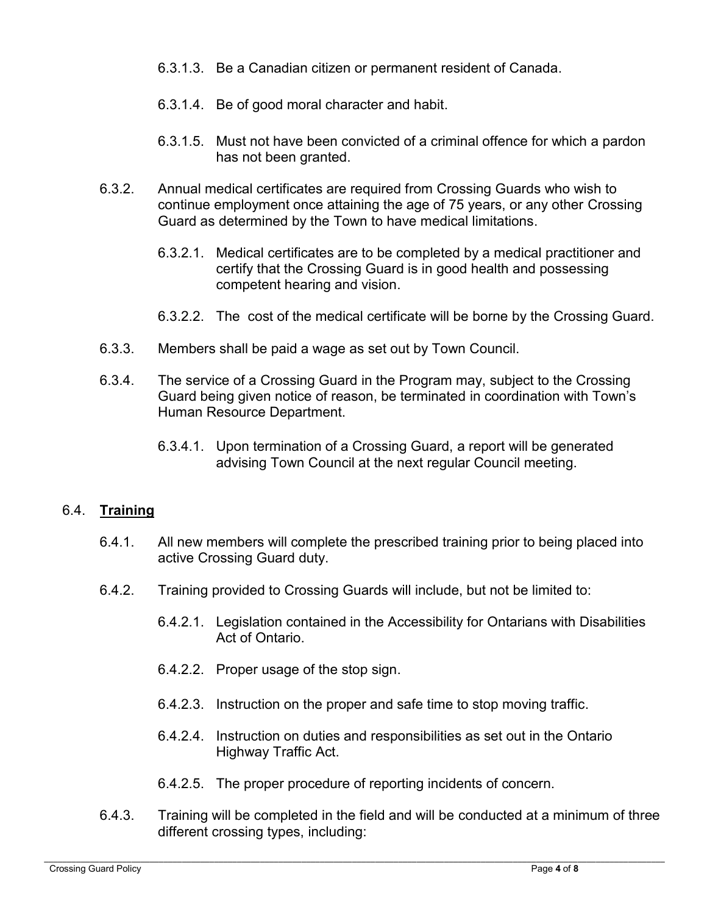6.3.1.3. Be a Canadian citizen or permanent resident of Canada.

6.3.1.4. Be of good moral character and habit.

6.3.1.5. Must not have been convicted of a criminal offence for which a pardon has not been granted.

6.3.2. Annual medical certificates are required from Crossing Guards who wish to continue employment once attaining the age of 75 years, or any other Crossing Guard as determined by the Town to have medical limitations.

6.3.2.1. Medical certificates are to be completed by a medical practitioner and certify that the Crossing Guard is in good health and possessing competent hearing and vision.

6.3.2.2. The cost of the medical certificate will be borne by the Crossing Guard.

6.3.3. Members shall be paid a wage as set out by Town Council.

6.3.4. The service of a Crossing Guard in the Program may, subject to the Crossing Guard being given notice of reason, be terminated in coordination with Town's Human Resource Department.

6.3.4.1. Upon termination of a Crossing Guard, a report will be generated advising Town Council at the next regular Council meeting.

## 6.4. **Training**

6.4.1. All new members will complete the prescribed training prior to being placed into active Crossing Guard duty.

6.4.2. Training provided to Crossing Guards will include, but not be limited to:

6.4.2.1. Legislation contained in the Accessibility for Ontarians with Disabilities Act of Ontario.

6.4.2.2. Proper usage of the stop sign.

6.4.2.3. Instruction on the proper and safe time to stop moving traffic.

6.4.2.4. Instruction on duties and responsibilities as set out in the Ontario Highway Traffic Act.

6.4.2.5. The proper procedure of reporting incidents of concern.

6.4.3. Training will be completed in the field and will be conducted at a minimum of three different crossing types, including: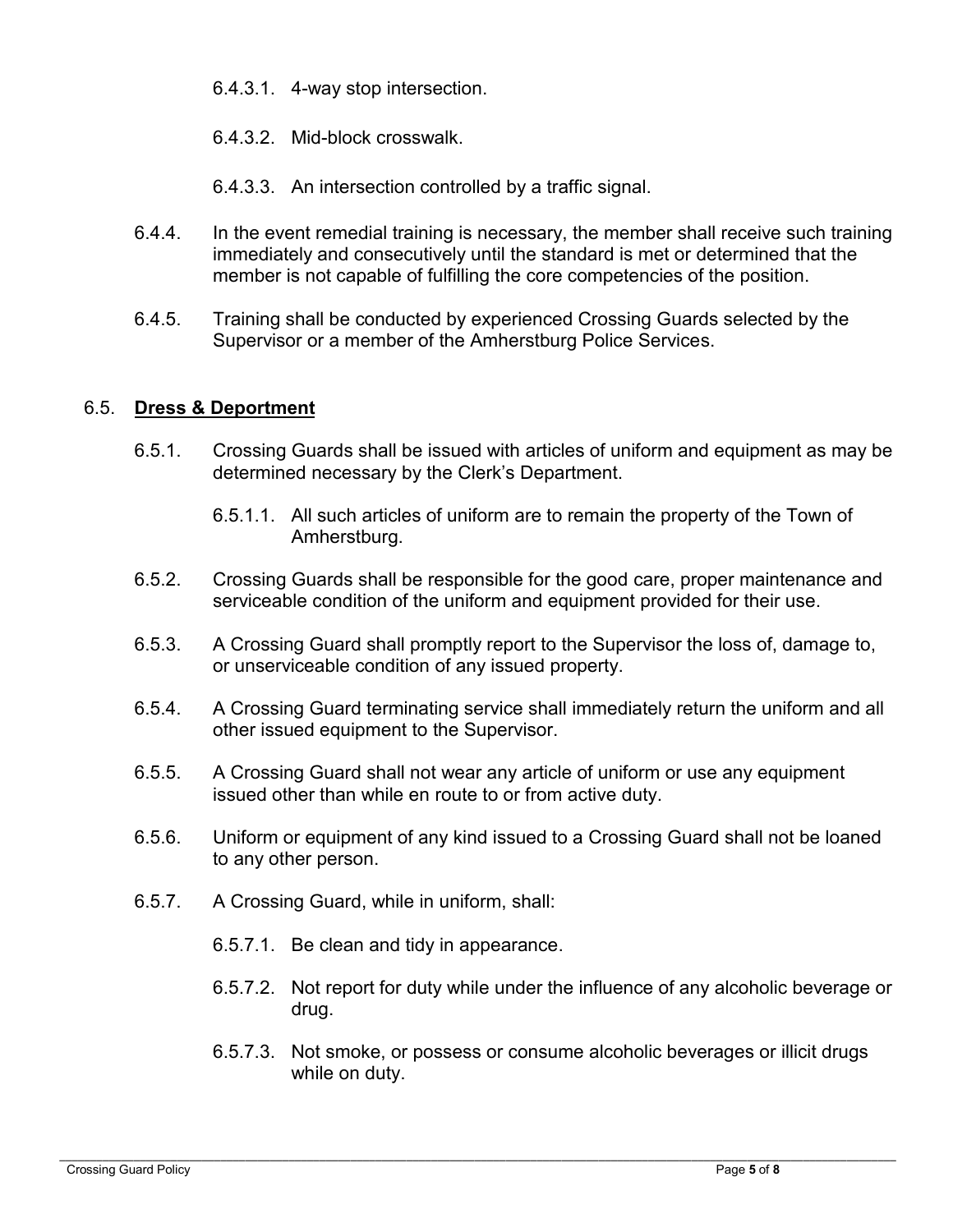6.4.3.1. 4-way stop intersection.

6.4.3.2. Mid-block crosswalk.

6.4.3.3. An intersection controlled by a traffic signal.

6.4.4. In the event remedial training is necessary, the member shall receive such training immediately and consecutively until the standard is met or determined that the member is not capable of fulfilling the core competencies of the position.

6.4.5. Training shall be conducted by experienced Crossing Guards selected by the Supervisor or a member of the Amherstburg Police Services.

## 6.5. <u>**Dress & Deportment**</u>

6.5.1. Crossing Guards shall be issued with articles of uniform and equipment as may be determined necessary by the Clerk's Department.

6.5.1.1. All such articles of uniform are to remain the property of the Town of Amherstburg.

6.5.2. Crossing Guards shall be responsible for the good care, proper maintenance and serviceable condition of the uniform and equipment provided for their use.

6.5.3. A Crossing Guard shall promptly report to the Supervisor the loss of, damage to, or unserviceable condition of any issued property.

6.5.4. A Crossing Guard terminating service shall immediately return the uniform and all other issued equipment to the Supervisor.

6.5.5. A Crossing Guard shall not wear any article of uniform or use any equipment issued other than while en route to or from active duty.

6.5.6. Uniform or equipment of any kind issued to a Crossing Guard shall not be loaned to any other person.

6.5.7. A Crossing Guard, while in uniform, shall:

6.5.7.1. Be clean and tidy in appearance.

6.5.7.2. Not report for duty while under the influence of any alcoholic beverage or drug.

6.5.7.3. Not smoke, or possess or consume alcoholic beverages or illicit drugs while on duty.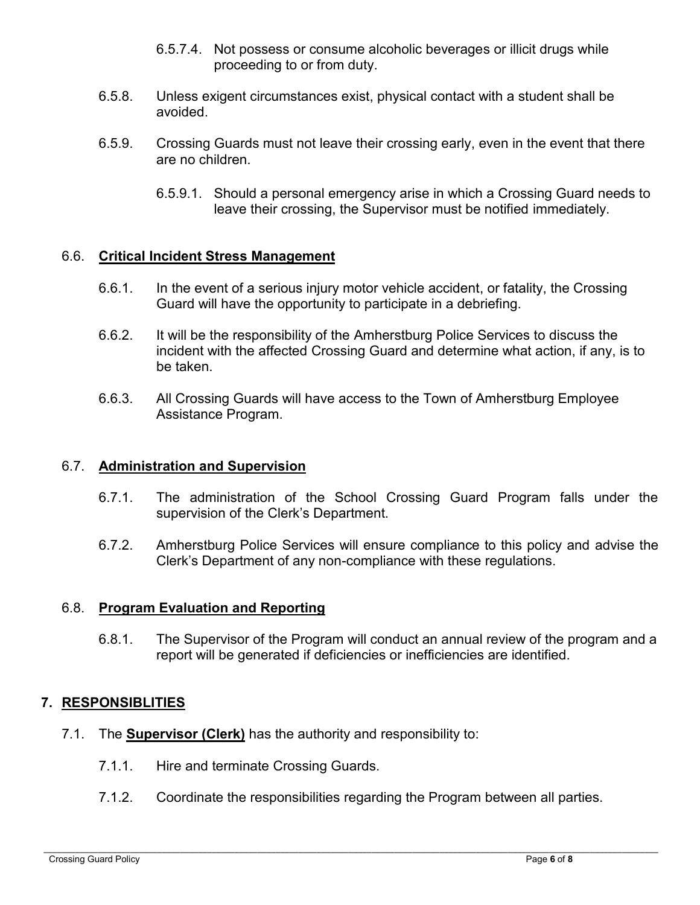6.5.7.4. Not possess or consume alcoholic beverages or illicit drugs while proceeding to or from duty.

6.5.8. Unless exigent circumstances exist, physical contact with a student shall be avoided.

6.5.9. Crossing Guards must not leave their crossing early, even in the event that there are no children.

6.5.9.1. Should a personal emergency arise in which a Crossing Guard needs to leave their crossing, the Supervisor must be notified immediately.

### 6.6. **Critical Incident Stress Management**

6.6.1. In the event of a serious injury motor vehicle accident, or fatality, the Crossing Guard will have the opportunity to participate in a debriefing.

6.6.2. It will be the responsibility of the Amherstburg Police Services to discuss the incident with the affected Crossing Guard and determine what action, if any, is to be taken.

6.6.3. All Crossing Guards will have access to the Town of Amherstburg Employee Assistance Program.

### 6.7. **Administration and Supervision**

6.7.1. The administration of the School Crossing Guard Program falls under the supervision of the Clerk's Department.

6.7.2. Amherstburg Police Services will ensure compliance to this policy and advise the Clerk's Department of any non-compliance with these regulations.

### 6.8. **Program Evaluation and Reporting**

6.8.1. The Supervisor of the Program will conduct an annual review of the program and a report will be generated if deficiencies or inefficiencies are identified.

## 7. RESPONSIBLITIES

7.1. The **Supervisor (Clerk)** has the authority and responsibility to:

7.1.1. Hire and terminate Crossing Guards.

7.1.2. Coordinate the responsibilities regarding the Program between all parties.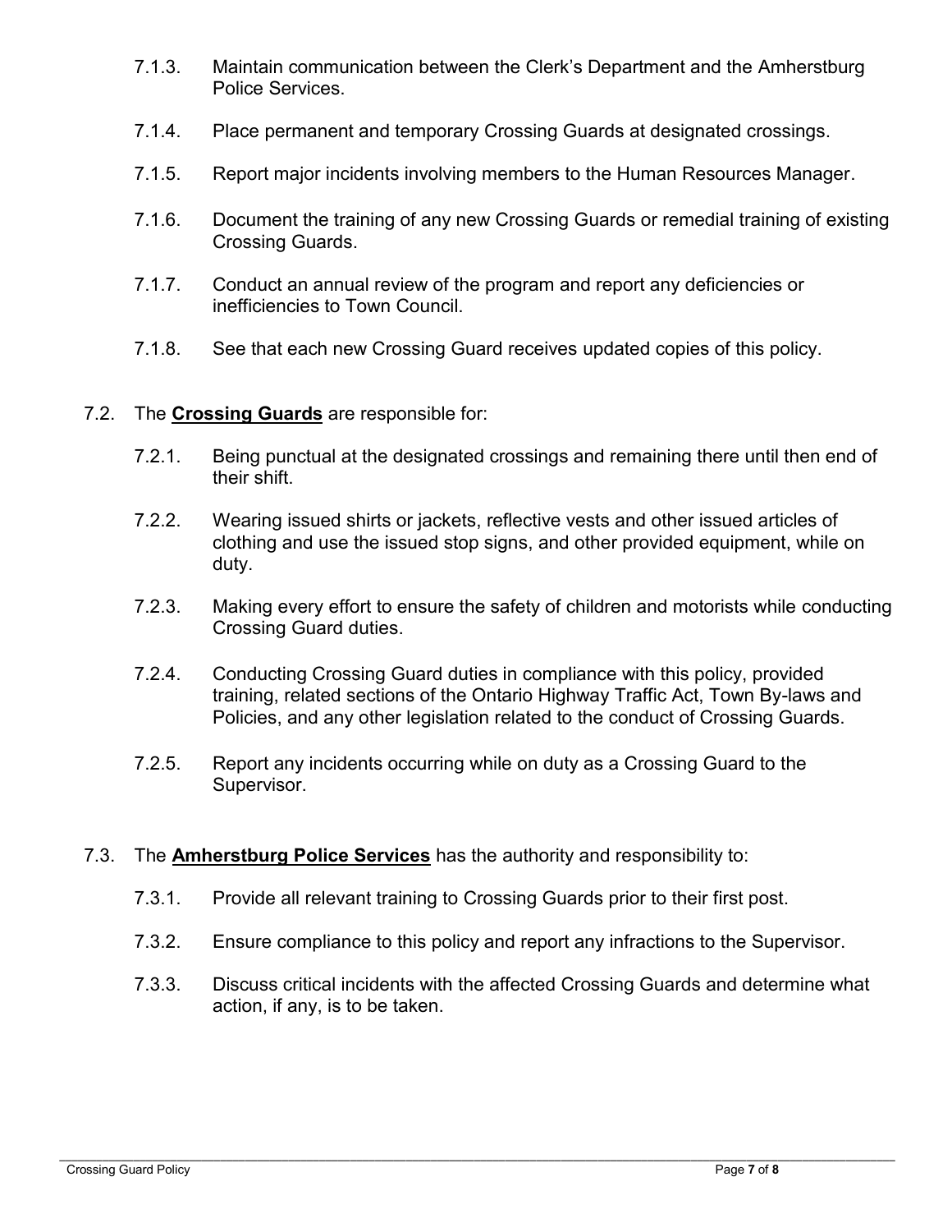7.1.3. Maintain communication between the Clerk's Department and the Amherstburg Police Services.

7.1.4. Place permanent and temporary Crossing Guards at designated crossings.

7.1.5. Report major incidents involving members to the Human Resources Manager.

7.1.6. Document the training of any new Crossing Guards or remedial training of existing Crossing Guards.

7.1.7. Conduct an annual review of the program and report any deficiencies or inefficiencies to Town Council.

7.1.8. See that each new Crossing Guard receives updated copies of this policy.

7.2. The **Crossing Guards** are responsible for:

7.2.1. Being punctual at the designated crossings and remaining there until then end of their shift.

7.2.2. Wearing issued shirts or jackets, reflective vests and other issued articles of clothing and use the issued stop signs, and other provided equipment, while on duty.

7.2.3. Making every effort to ensure the safety of children and motorists while conducting Crossing Guard duties.

7.2.4. Conducting Crossing Guard duties in compliance with this policy, provided training, related sections of the Ontario Highway Traffic Act, Town By-laws and Policies, and any other legislation related to the conduct of Crossing Guards.

7.2.5. Report any incidents occurring while on duty as a Crossing Guard to the Supervisor.

7.3. The **Amherstburg Police Services** has the authority and responsibility to:

7.3.1. Provide all relevant training to Crossing Guards prior to their first post.

7.3.2. Ensure compliance to this policy and report any infractions to the Supervisor.

7.3.3. Discuss critical incidents with the affected Crossing Guards and determine what action, if any, is to be taken.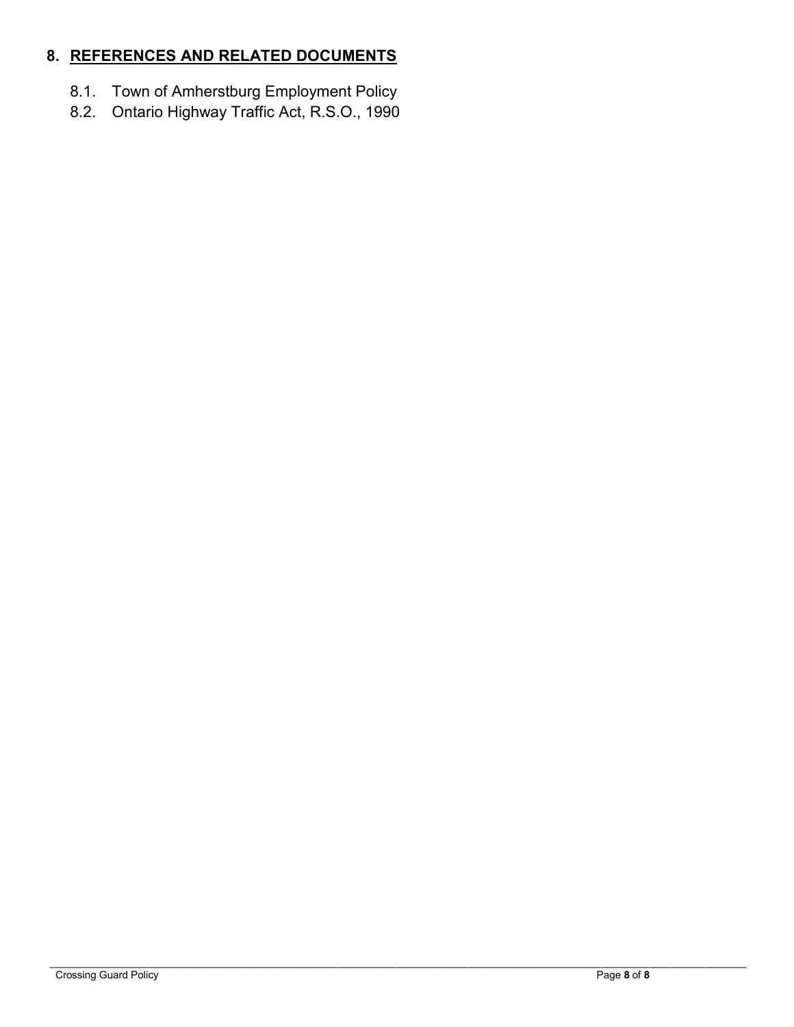## 8. REFERENCES AND RELATED DOCUMENTS

8.1. Town of Amherstburg Employment Policy

8.2. Ontario Highway Traffic Act, R.S.O., 1990